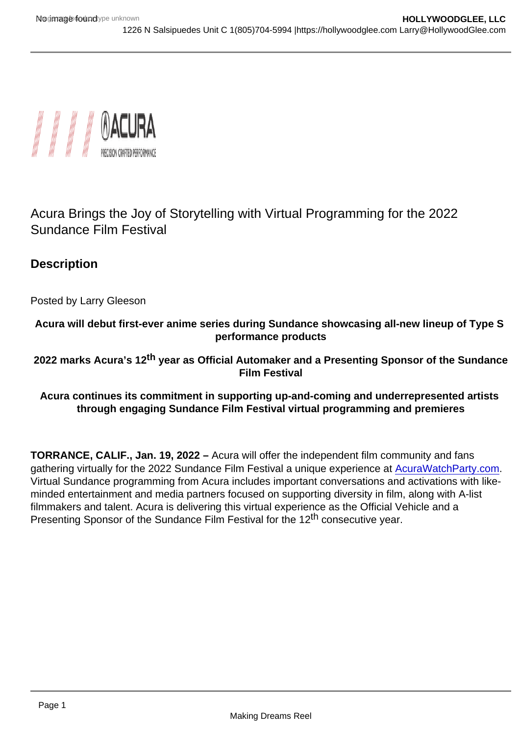# Acura Brings the Joy of Storytelling with Virtual Programming for the 2022 Sundance Film Festival

## Description

Posted by Larry Gleeson

**Acura will debut first-ever anime series during Sundance showcasing all-new lineup of Type S performance products**

**2022 marks Acura's 12th year as Official Automaker and a Presenting Sponsor of the Sundance Film Festival**

**Acura continues its commitment in supporting up-and-coming and underrepresented artists through engaging Sundance Film Festival virtual programming and premieres**

**TORRANCE, CALIF., Jan. 19, 2022 –** Acura will offer the independent film community and fans gathering virtually for the 2022 Sundance Film Festival a unique experience at AcuraWatchParty.com. Virtual Sundance programming from Acura includes important conversations and activations with like-minded entertainment and media partners focused on supporting diversity in film, along with A-list filmmakers and talent. Acura is delivering this virtual experience as the Official Vehicle and a Presenting Sponsor of the Sundance Film Festival for the 12th consecutive year.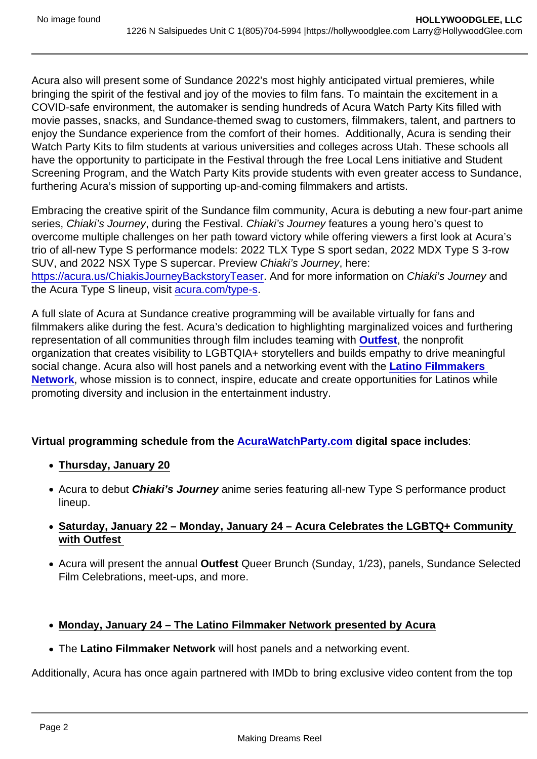Acura also will present some of Sundance 2022's most highly anticipated virtual premieres, while bringing the spirit of the festival and joy of the movies to film fans. To maintain the excitement in a COVID-safe environment, the automaker is sending hundreds of Acura Watch Party Kits filled with movie passes, snacks, and Sundance-themed swag to customers, filmmakers, talent, and partners to enjoy the Sundance experience from the comfort of their homes. Additionally, Acura is sending their Watch Party Kits to film students at various universities and colleges across Utah. These schools all have the opportunity to participate in the Festival through the free Local Lens initiative and Student Screening Program, and the Watch Party Kits provide students with even greater access to Sundance, furthering Acura's mission of supporting up-and-coming filmmakers and artists.

Embracing the creative spirit of the Sundance film community, Acura is debuting a new four-part anime series, *Chiaki's Journey*, during the Festival. *Chiaki's Journey* features a young hero's quest to overcome multiple challenges on her path toward victory while offering viewers a first look at Acura's trio of all-new Type S performance models: 2022 TLX Type S sport sedan, 2022 MDX Type S 3-row SUV, and 2022 NSX Type S supercar. Preview *Chiaki's Journey*, here: [https://acura.us/ChiakisJourneyBackstoryTeaser](https://acura.us/ChiakisJourneyBackstoryTeaser). And for more information on *Chiaki's Journey* and the Acura Type S lineup, visit [acura.com/type-s](acura.com/type-s).

A full slate of Acura at Sundance creative programming will be available virtually for fans and filmmakers alike during the fest. Acura's dedication to highlighting marginalized voices and furthering representation of all communities through film includes teaming with **[Outfest](Outfest)**, the nonprofit organization that creates visibility to LGBTQIA+ storytellers and builds empathy to drive meaningful social change. Acura also will host panels and a networking event with the **[Latino Filmmakers Network](Latino Filmmakers Network)**, whose mission is to connect, inspire, educate and create opportunities for Latinos while promoting diversity and inclusion in the entertainment industry.

**Virtual programming schedule from the [AcuraWatchParty.com](AcuraWatchParty.com) digital space includes**:

- **Thursday, January 20**
- Acura to debut ***Chiaki's Journey*** anime series featuring all-new Type S performance product lineup.
- **Saturday, January 22 – Monday, January 24 – Acura Celebrates the LGBTQ+ Community with Outfest**
- Acura will present the annual **Outfest** Queer Brunch (Sunday, 1/23), panels, Sundance Selected Film Celebrations, meet-ups, and more.

- **Monday, January 24 – The Latino Filmmaker Network presented by Acura**
- The **Latino Filmmaker Network** will host panels and a networking event.

Additionally, Acura has once again partnered with IMDb to bring exclusive video content from the top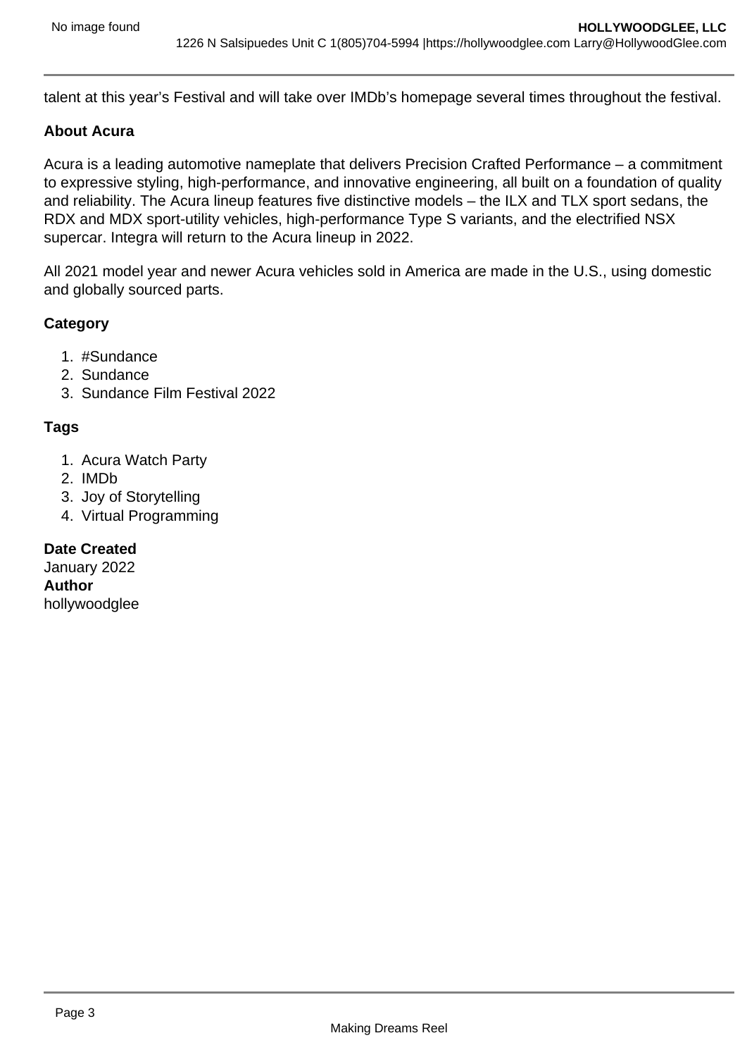talent at this year's Festival and will take over IMDb's homepage several times throughout the festival.

**About Acura**

Acura is a leading automotive nameplate that delivers Precision Crafted Performance – a commitment to expressive styling, high-performance, and innovative engineering, all built on a foundation of quality and reliability. The Acura lineup features five distinctive models – the ILX and TLX sport sedans, the RDX and MDX sport-utility vehicles, high-performance Type S variants, and the electrified NSX supercar. Integra will return to the Acura lineup in 2022.

All 2021 model year and newer Acura vehicles sold in America are made in the U.S., using domestic and globally sourced parts.

**Category**

1. #Sundance
2. Sundance
3. Sundance Film Festival 2022

**Tags**

1. Acura Watch Party
2. IMDb
3. Joy of Storytelling
4. Virtual Programming

**Date Created**
January 2022
**Author**
hollywoodglee